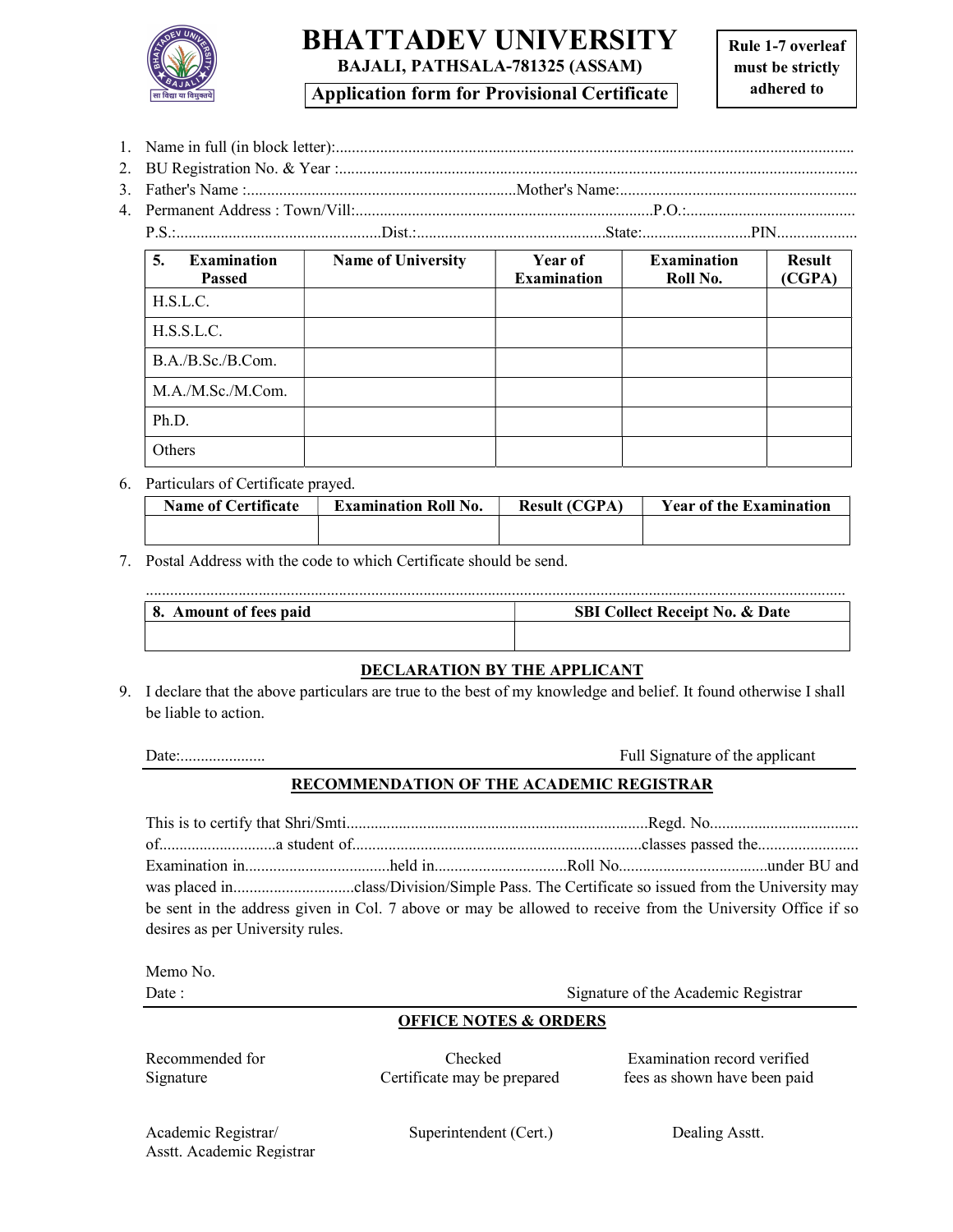# BHATTADEV UNIVERSITY

**BAJALI, PATHSALA-781325 (ASSAM)**

**Application form for Provisional Certificate**

**Rule 1-7 overleaf must be strictly adhered to**

1. Name in full (in block letter):..............................................................................................................................
2. BU Registration No. & Year :...............................................................................................................................
3. Father's Name :...................................................................Mother's Name:...........................................................
4. Permanent Address : Town/Vill:...........................................................................P.O.:..........................................
   P.S.:...................................................Dist.:...............................................State:..........................PIN...................

| 5. Examination Passed | Name of University | Year of Examination | Examination Roll No. | Result (CGPA) |
|---|---|---|---|---|
| H.S.L.C. | | | | |
| H.S.S.L.C. | | | | |
| B.A./B.Sc./B.Com. | | | | |
| M.A./M.Sc./M.Com. | | | | |
| Ph.D. | | | | |
| Others | | | | |

6. Particulars of Certificate prayed.

| Name of Certificate | Examination Roll No. | Result (CGPA) | Year of the Examination |
|---|---|---|---|
| | | | |

7. Postal Address with the code to which Certificate should be send.

..............................................................................................................................................................................

| 8. Amount of fees paid | SBI Collect Receipt No. & Date |
|---|---|
| | |

## DECLARATION BY THE APPLICANT

9. I declare that the above particulars are true to the best of my knowledge and belief. It found otherwise I shall be liable to action.

Date:.....................                                                                                    Full Signature of the applicant

## RECOMMENDATION OF THE ACADEMIC REGISTRAR

This is to certify that Shri/Smti..........................................................................Regd. No.................................... of............................a student of.......................................................................classes passed the......................... Examination in...................................held in................................Roll No....................................under BU and was placed in.............................class/Division/Simple Pass. The Certificate so issued from the University may be sent in the address given in Col. 7 above or may be allowed to receive from the University Office if so desires as per University rules.

Memo No.

Date :                                                                                    Signature of the Academic Registrar

## OFFICE NOTES & ORDERS

| Recommended for Signature | Checked Certificate may be prepared | Examination record verified fees as shown have been paid |
|---|---|---|
| Academic Registrar/ Asstt. Academic Registrar | Superintendent (Cert.) | Dealing Asstt. |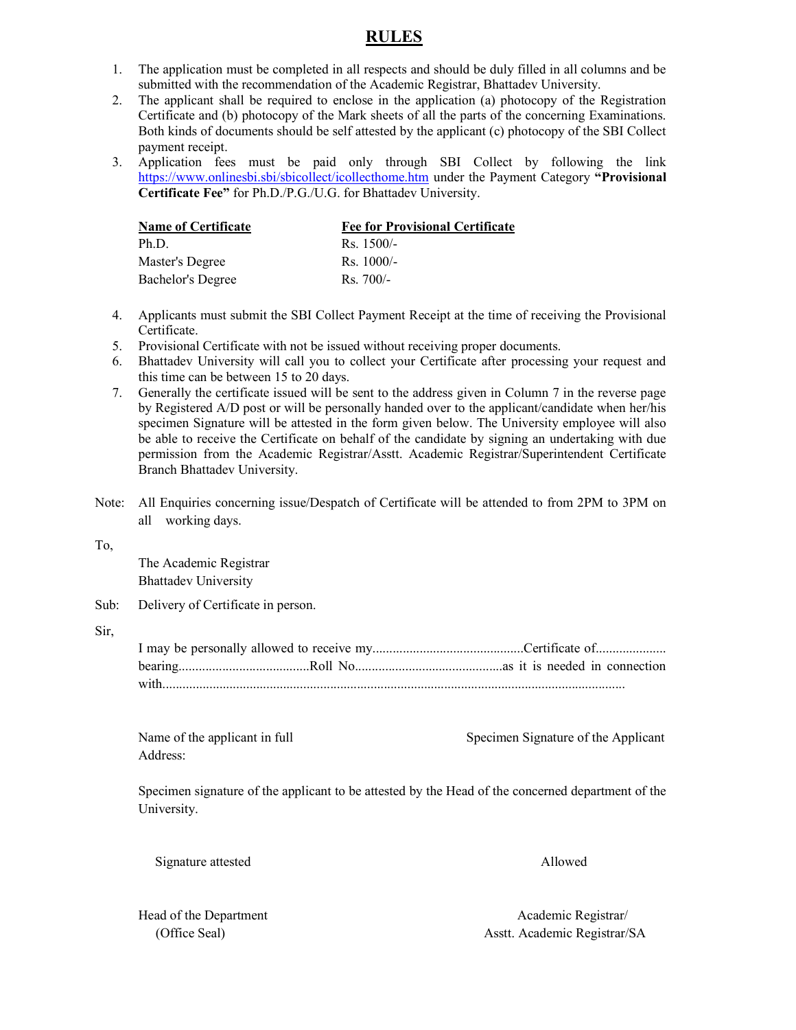# RULES

1. The application must be completed in all respects and should be duly filled in all columns and be submitted with the recommendation of the Academic Registrar, Bhattadev University.
2. The applicant shall be required to enclose in the application (a) photocopy of the Registration Certificate and (b) photocopy of the Mark sheets of all the parts of the concerning Examinations. Both kinds of documents should be self attested by the applicant (c) photocopy of the SBI Collect payment receipt.
3. Application fees must be paid only through SBI Collect by following the link https://www.onlinesbi.sbi/sbicollect/icollecthome.htm under the Payment Category **"Provisional Certificate Fee"** for Ph.D./P.G./U.G. for Bhattadev University.

| **Name of Certificate** | **Fee for Provisional Certificate** |
|---|---|
| Ph.D. | Rs. 1500/- |
| Master's Degree | Rs. 1000/- |
| Bachelor's Degree | Rs. 700/- |

4. Applicants must submit the SBI Collect Payment Receipt at the time of receiving the Provisional Certificate.
5. Provisional Certificate with not be issued without receiving proper documents.
6. Bhattadev University will call you to collect your Certificate after processing your request and this time can be between 15 to 20 days.
7. Generally the certificate issued will be sent to the address given in Column 7 in the reverse page by Registered A/D post or will be personally handed over to the applicant/candidate when her/his specimen Signature will be attested in the form given below. The University employee will also be able to receive the Certificate on behalf of the candidate by signing an undertaking with due permission from the Academic Registrar/Asstt. Academic Registrar/Superintendent Certificate Branch Bhattadev University.

Note: All Enquiries concerning issue/Despatch of Certificate will be attended to from 2PM to 3PM on all working days.

To,

The Academic Registrar
Bhattadev University

Sub: Delivery of Certificate in person.

Sir,

I may be personally allowed to receive my............................................Certificate of.................... bearing.......................................Roll No...........................................as it is needed in connection with.......................................................................................................................................

Name of the applicant in full
Address:

Specimen Signature of the Applicant

Specimen signature of the applicant to be attested by the Head of the concerned department of the University.

Signature attested

Allowed

Head of the Department
(Office Seal)

Academic Registrar/
Asstt. Academic Registrar/SA